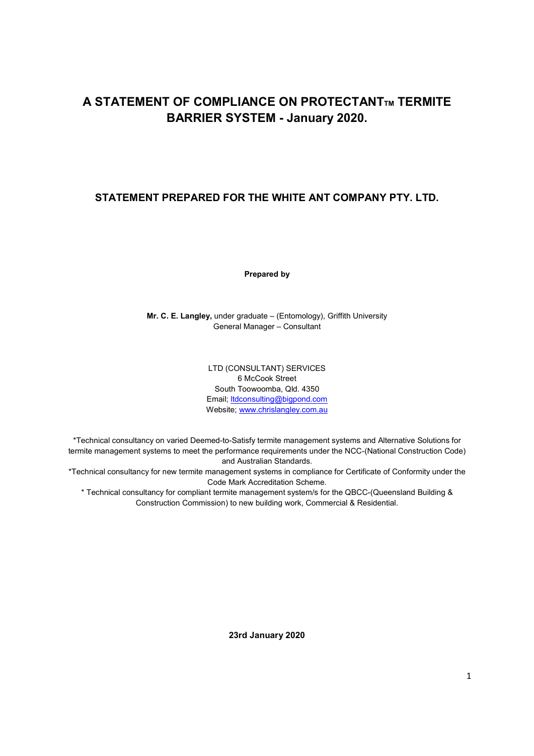# A STATEMENT OF COMPLIANCE ON PROTECTANT™ TERMITE BARRIER SYSTEM - January 2020.

## STATEMENT PREPARED FOR THE WHITE ANT COMPANY PTY. LTD.

**Prepared by**

**Mr. C. E. Langley,** under graduate – (Entomology), Griffith University
General Manager – Consultant

LTD (CONSULTANT) SERVICES
6 McCook Street
South Toowoomba, Qld. 4350
Email; ltdconsulting@bigpond.com
Website; www.chrislangley.com.au

*Technical consultancy on varied Deemed-to-Satisfy termite management systems and Alternative Solutions for termite management systems to meet the performance requirements under the NCC-(National Construction Code) and Australian Standards.

*Technical consultancy for new termite management systems in compliance for Certificate of Conformity under the Code Mark Accreditation Scheme.

* Technical consultancy for compliant termite management system/s for the QBCC-(Queensland Building & Construction Commission) to new building work, Commercial & Residential.

**23rd January 2020**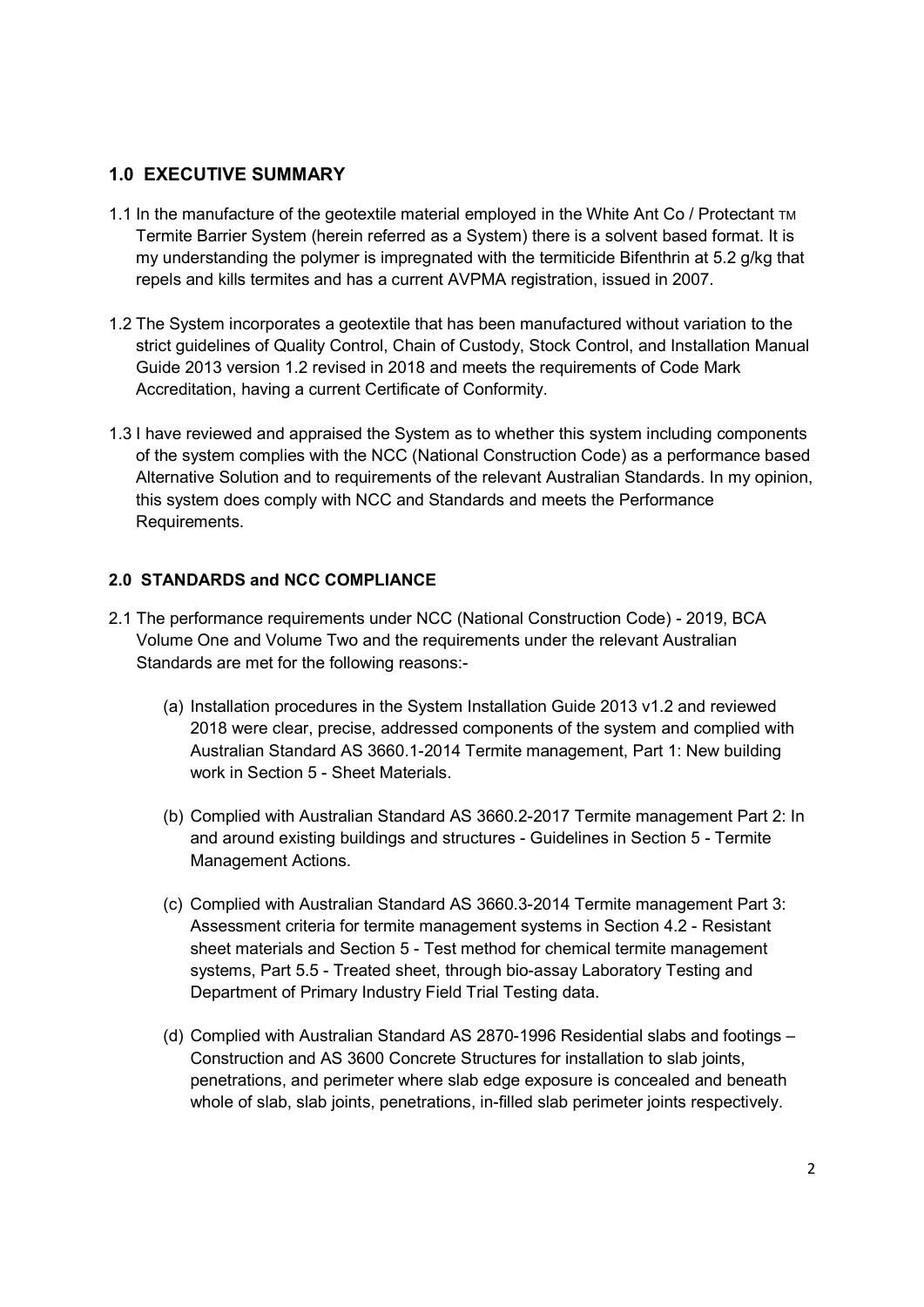## 1.0 EXECUTIVE SUMMARY

1.1 In the manufacture of the geotextile material employed in the White Ant Co / Protectant TM Termite Barrier System (herein referred as a System) there is a solvent based format. It is my understanding the polymer is impregnated with the termiticide Bifenthrin at 5.2 g/kg that repels and kills termites and has a current AVPMA registration, issued in 2007.

1.2 The System incorporates a geotextile that has been manufactured without variation to the strict guidelines of Quality Control, Chain of Custody, Stock Control, and Installation Manual Guide 2013 version 1.2 revised in 2018 and meets the requirements of Code Mark Accreditation, having a current Certificate of Conformity.

1.3 I have reviewed and appraised the System as to whether this system including components of the system complies with the NCC (National Construction Code) as a performance based Alternative Solution and to requirements of the relevant Australian Standards. In my opinion, this system does comply with NCC and Standards and meets the Performance Requirements.

### 2.0 STANDARDS and NCC COMPLIANCE

2.1 The performance requirements under NCC (National Construction Code) - 2019, BCA Volume One and Volume Two and the requirements under the relevant Australian Standards are met for the following reasons:-

(a) Installation procedures in the System Installation Guide 2013 v1.2 and reviewed 2018 were clear, precise, addressed components of the system and complied with Australian Standard AS 3660.1-2014 Termite management, Part 1: New building work in Section 5 - Sheet Materials.

(b) Complied with Australian Standard AS 3660.2-2017 Termite management Part 2: In and around existing buildings and structures - Guidelines in Section 5 - Termite Management Actions.

(c) Complied with Australian Standard AS 3660.3-2014 Termite management Part 3: Assessment criteria for termite management systems in Section 4.2 - Resistant sheet materials and Section 5 - Test method for chemical termite management systems, Part 5.5 - Treated sheet, through bio-assay Laboratory Testing and Department of Primary Industry Field Trial Testing data.

(d) Complied with Australian Standard AS 2870-1996 Residential slabs and footings – Construction and AS 3600 Concrete Structures for installation to slab joints, penetrations, and perimeter where slab edge exposure is concealed and beneath whole of slab, slab joints, penetrations, in-filled slab perimeter joints respectively.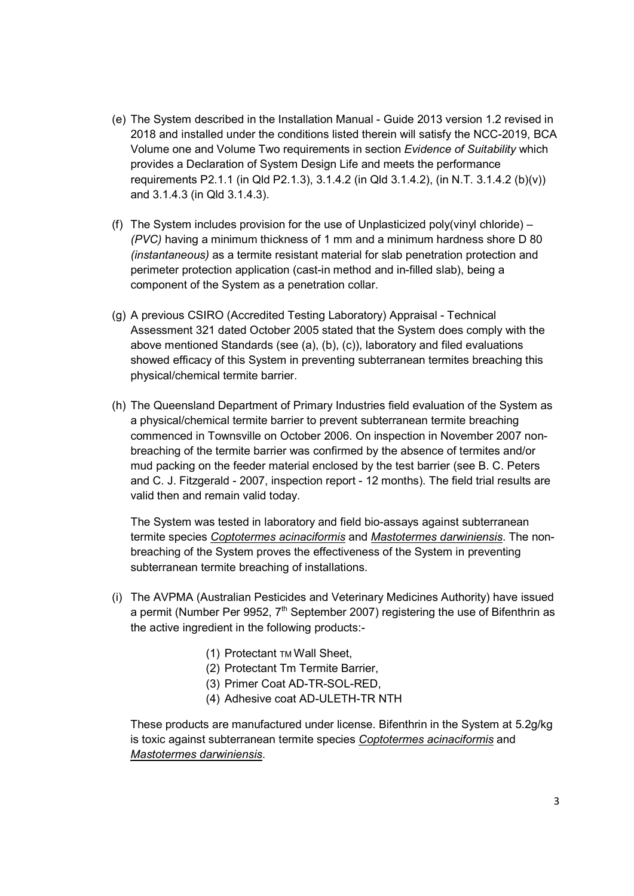(e) The System described in the Installation Manual - Guide 2013 version 1.2 revised in 2018 and installed under the conditions listed therein will satisfy the NCC-2019, BCA Volume one and Volume Two requirements in section *Evidence of Suitability* which provides a Declaration of System Design Life and meets the performance requirements P2.1.1 (in Qld P2.1.3), 3.1.4.2 (in Qld 3.1.4.2), (in N.T. 3.1.4.2 (b)(v)) and 3.1.4.3 (in Qld 3.1.4.3).

(f) The System includes provision for the use of Unplasticized poly(vinyl chloride) – *(PVC)* having a minimum thickness of 1 mm and a minimum hardness shore D 80 *(instantaneous)* as a termite resistant material for slab penetration protection and perimeter protection application (cast-in method and in-filled slab), being a component of the System as a penetration collar.

(g) A previous CSIRO (Accredited Testing Laboratory) Appraisal - Technical Assessment 321 dated October 2005 stated that the System does comply with the above mentioned Standards (see (a), (b), (c)), laboratory and filed evaluations showed efficacy of this System in preventing subterranean termites breaching this physical/chemical termite barrier.

(h) The Queensland Department of Primary Industries field evaluation of the System as a physical/chemical termite barrier to prevent subterranean termite breaching commenced in Townsville on October 2006. On inspection in November 2007 non-breaching of the termite barrier was confirmed by the absence of termites and/or mud packing on the feeder material enclosed by the test barrier (see B. C. Peters and C. J. Fitzgerald - 2007, inspection report - 12 months). The field trial results are valid then and remain valid today.

The System was tested in laboratory and field bio-assays against subterranean termite species *Coptotermes acinaciformis* and *Mastotermes darwiniensis*. The non-breaching of the System proves the effectiveness of the System in preventing subterranean termite breaching of installations.

(i) The AVPMA (Australian Pesticides and Veterinary Medicines Authority) have issued a permit (Number Per 9952, 7th September 2007) registering the use of Bifenthrin as the active ingredient in the following products:-

(1) Protectant TM Wall Sheet,
(2) Protectant Tm Termite Barrier,
(3) Primer Coat AD-TR-SOL-RED,
(4) Adhesive coat AD-ULETH-TR NTH

These products are manufactured under license. Bifenthrin in the System at 5.2g/kg is toxic against subterranean termite species *Coptotermes acinaciformis* and *Mastotermes darwiniensis*.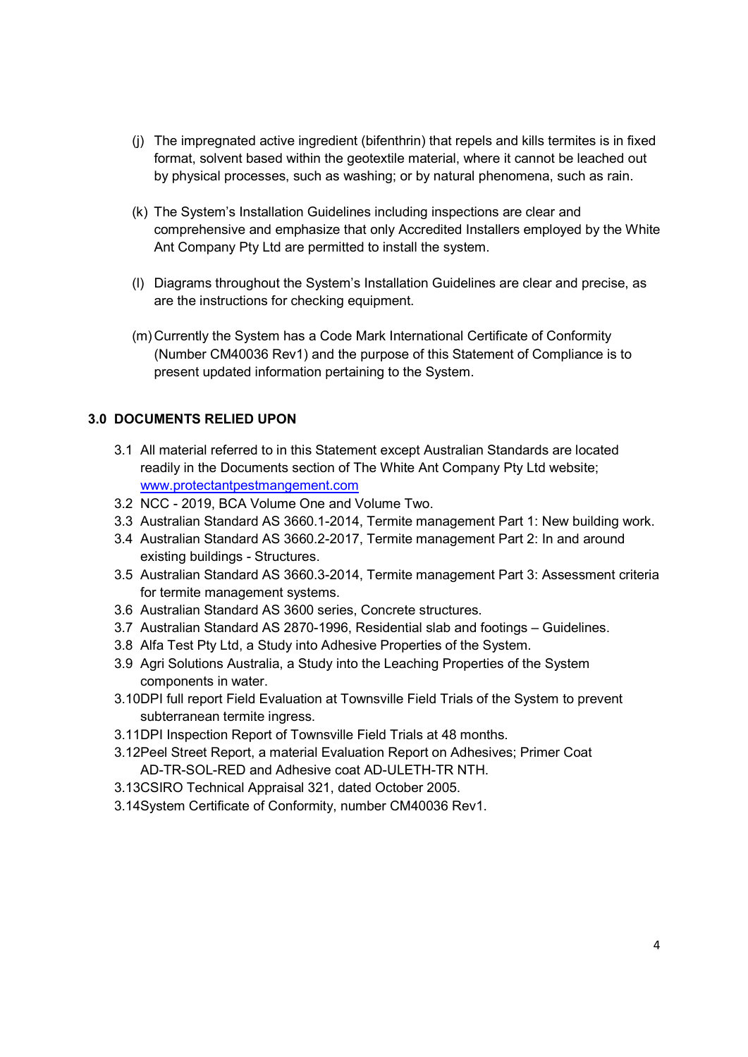(j) The impregnated active ingredient (bifenthrin) that repels and kills termites is in fixed format, solvent based within the geotextile material, where it cannot be leached out by physical processes, such as washing; or by natural phenomena, such as rain.

(k) The System's Installation Guidelines including inspections are clear and comprehensive and emphasize that only Accredited Installers employed by the White Ant Company Pty Ltd are permitted to install the system.

(l) Diagrams throughout the System's Installation Guidelines are clear and precise, as are the instructions for checking equipment.

(m) Currently the System has a Code Mark International Certificate of Conformity (Number CM40036 Rev1) and the purpose of this Statement of Compliance is to present updated information pertaining to the System.

## 3.0 DOCUMENTS RELIED UPON

3.1 All material referred to in this Statement except Australian Standards are located readily in the Documents section of The White Ant Company Pty Ltd website; [www.protectantpestmangement.com](www.protectantpestmangement.com)
3.2 NCC - 2019, BCA Volume One and Volume Two.
3.3 Australian Standard AS 3660.1-2014, Termite management Part 1: New building work.
3.4 Australian Standard AS 3660.2-2017, Termite management Part 2: In and around existing buildings - Structures.
3.5 Australian Standard AS 3660.3-2014, Termite management Part 3: Assessment criteria for termite management systems.
3.6 Australian Standard AS 3600 series, Concrete structures.
3.7 Australian Standard AS 2870-1996, Residential slab and footings – Guidelines.
3.8 Alfa Test Pty Ltd, a Study into Adhesive Properties of the System.
3.9 Agri Solutions Australia, a Study into the Leaching Properties of the System components in water.
3.10 DPI full report Field Evaluation at Townsville Field Trials of the System to prevent subterranean termite ingress.
3.11 DPI Inspection Report of Townsville Field Trials at 48 months.
3.12 Peel Street Report, a material Evaluation Report on Adhesives; Primer Coat AD-TR-SOL-RED and Adhesive coat AD-ULETH-TR NTH.
3.13 CSIRO Technical Appraisal 321, dated October 2005.
3.14 System Certificate of Conformity, number CM40036 Rev1.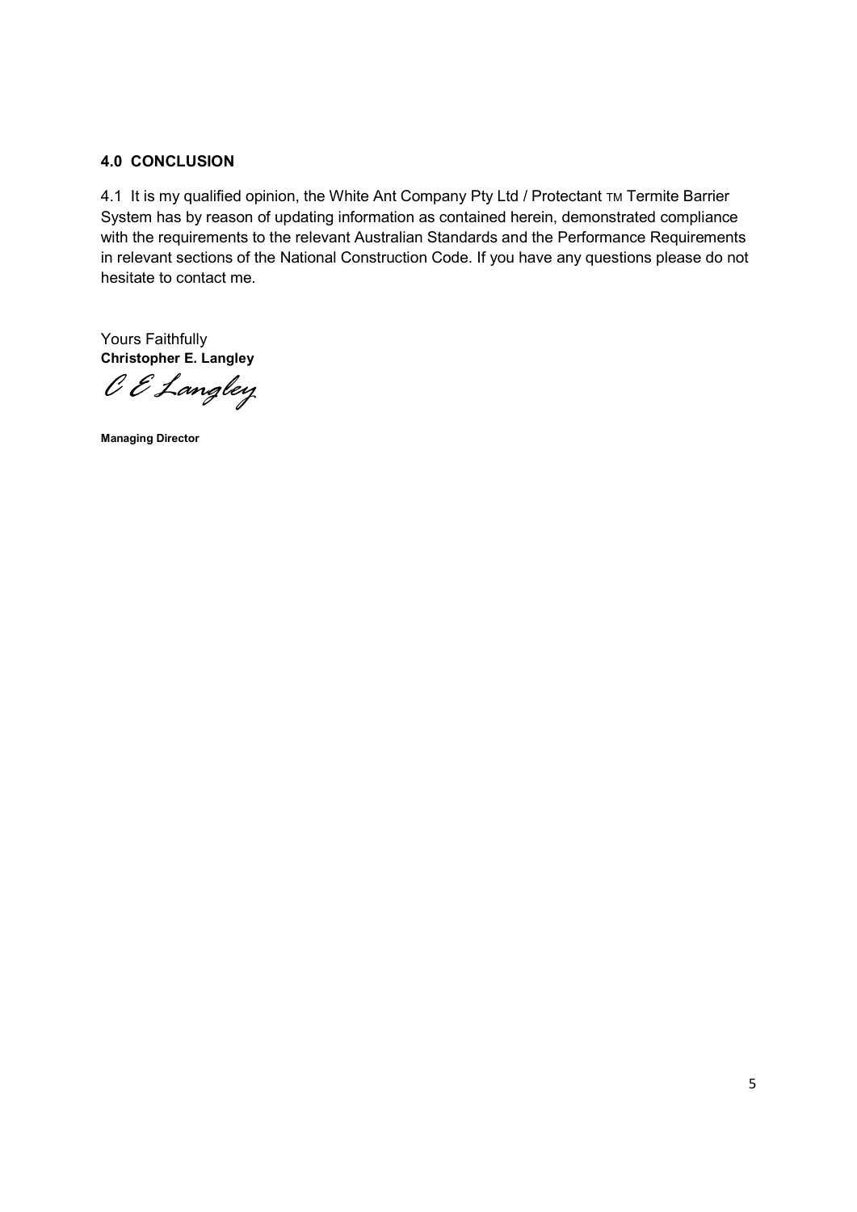## 4.0 CONCLUSION

4.1 It is my qualified opinion, the White Ant Company Pty Ltd / Protectant TM Termite Barrier System has by reason of updating information as contained herein, demonstrated compliance with the requirements to the relevant Australian Standards and the Performance Requirements in relevant sections of the National Construction Code. If you have any questions please do not hesitate to contact me.

Yours Faithfully
**Christopher E. Langley**

*C E Langley*

**Managing Director**